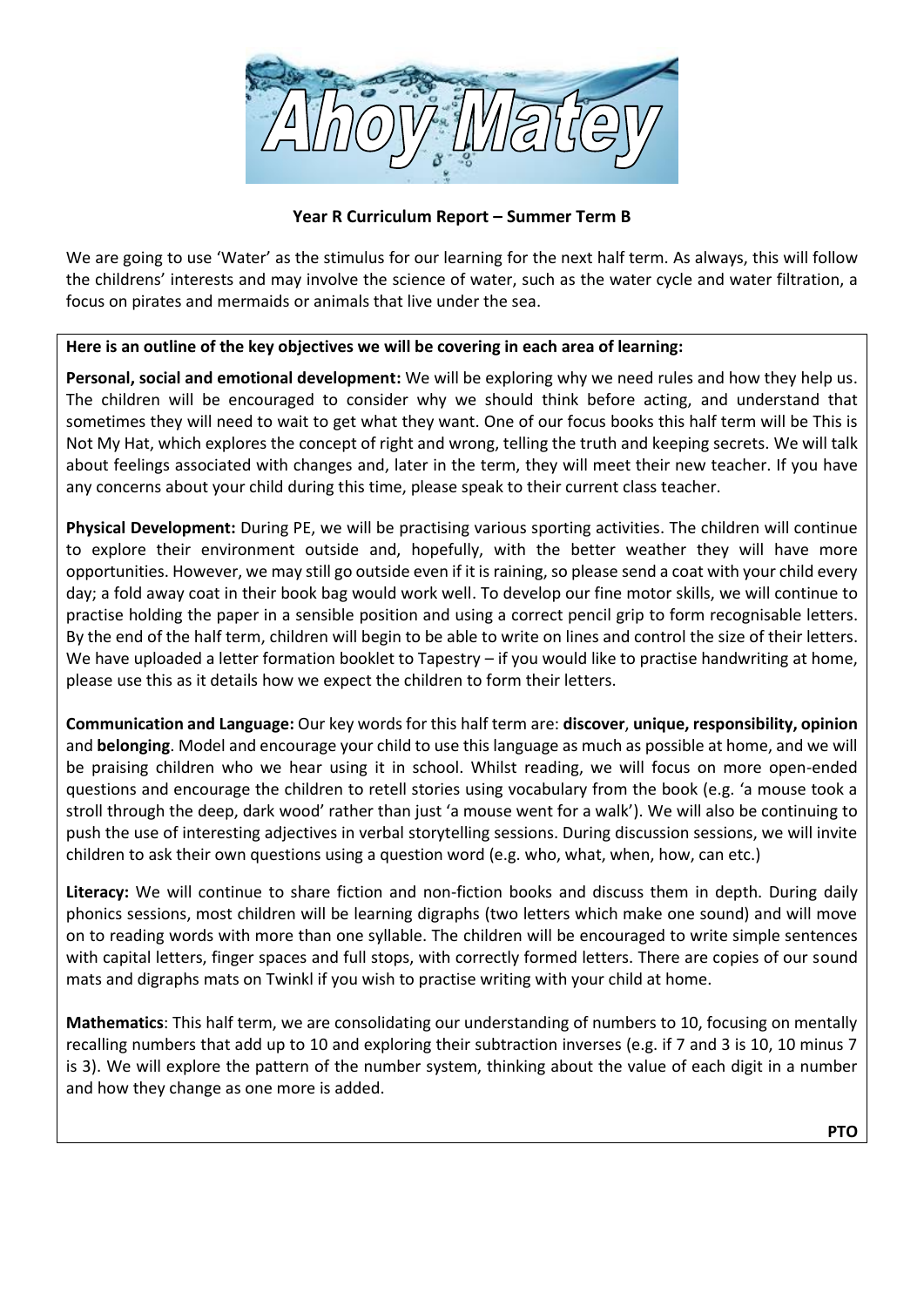# Ahoy Matey

**Year R Curriculum Report – Summer Term B**

We are going to use 'Water' as the stimulus for our learning for the next half term. As always, this will follow the childrens' interests and may involve the science of water, such as the water cycle and water filtration, a focus on pirates and mermaids or animals that live under the sea.

**Here is an outline of the key objectives we will be covering in each area of learning:**

**Personal, social and emotional development:** We will be exploring why we need rules and how they help us. The children will be encouraged to consider why we should think before acting, and understand that sometimes they will need to wait to get what they want. One of our focus books this half term will be This is Not My Hat, which explores the concept of right and wrong, telling the truth and keeping secrets. We will talk about feelings associated with changes and, later in the term, they will meet their new teacher. If you have any concerns about your child during this time, please speak to their current class teacher.

**Physical Development:** During PE, we will be practising various sporting activities. The children will continue to explore their environment outside and, hopefully, with the better weather they will have more opportunities. However, we may still go outside even if it is raining, so please send a coat with your child every day; a fold away coat in their book bag would work well. To develop our fine motor skills, we will continue to practise holding the paper in a sensible position and using a correct pencil grip to form recognisable letters. By the end of the half term, children will begin to be able to write on lines and control the size of their letters. We have uploaded a letter formation booklet to Tapestry – if you would like to practise handwriting at home, please use this as it details how we expect the children to form their letters.

**Communication and Language:** Our key words for this half term are: **discover**, **unique, responsibility, opinion** and **belonging**. Model and encourage your child to use this language as much as possible at home, and we will be praising children who we hear using it in school. Whilst reading, we will focus on more open-ended questions and encourage the children to retell stories using vocabulary from the book (e.g. 'a mouse took a stroll through the deep, dark wood' rather than just 'a mouse went for a walk'). We will also be continuing to push the use of interesting adjectives in verbal storytelling sessions. During discussion sessions, we will invite children to ask their own questions using a question word (e.g. who, what, when, how, can etc.)

**Literacy:** We will continue to share fiction and non-fiction books and discuss them in depth. During daily phonics sessions, most children will be learning digraphs (two letters which make one sound) and will move on to reading words with more than one syllable. The children will be encouraged to write simple sentences with capital letters, finger spaces and full stops, with correctly formed letters. There are copies of our sound mats and digraphs mats on Twinkl if you wish to practise writing with your child at home.

**Mathematics**: This half term, we are consolidating our understanding of numbers to 10, focusing on mentally recalling numbers that add up to 10 and exploring their subtraction inverses (e.g. if 7 and 3 is 10, 10 minus 7 is 3). We will explore the pattern of the number system, thinking about the value of each digit in a number and how they change as one more is added.

**PTO**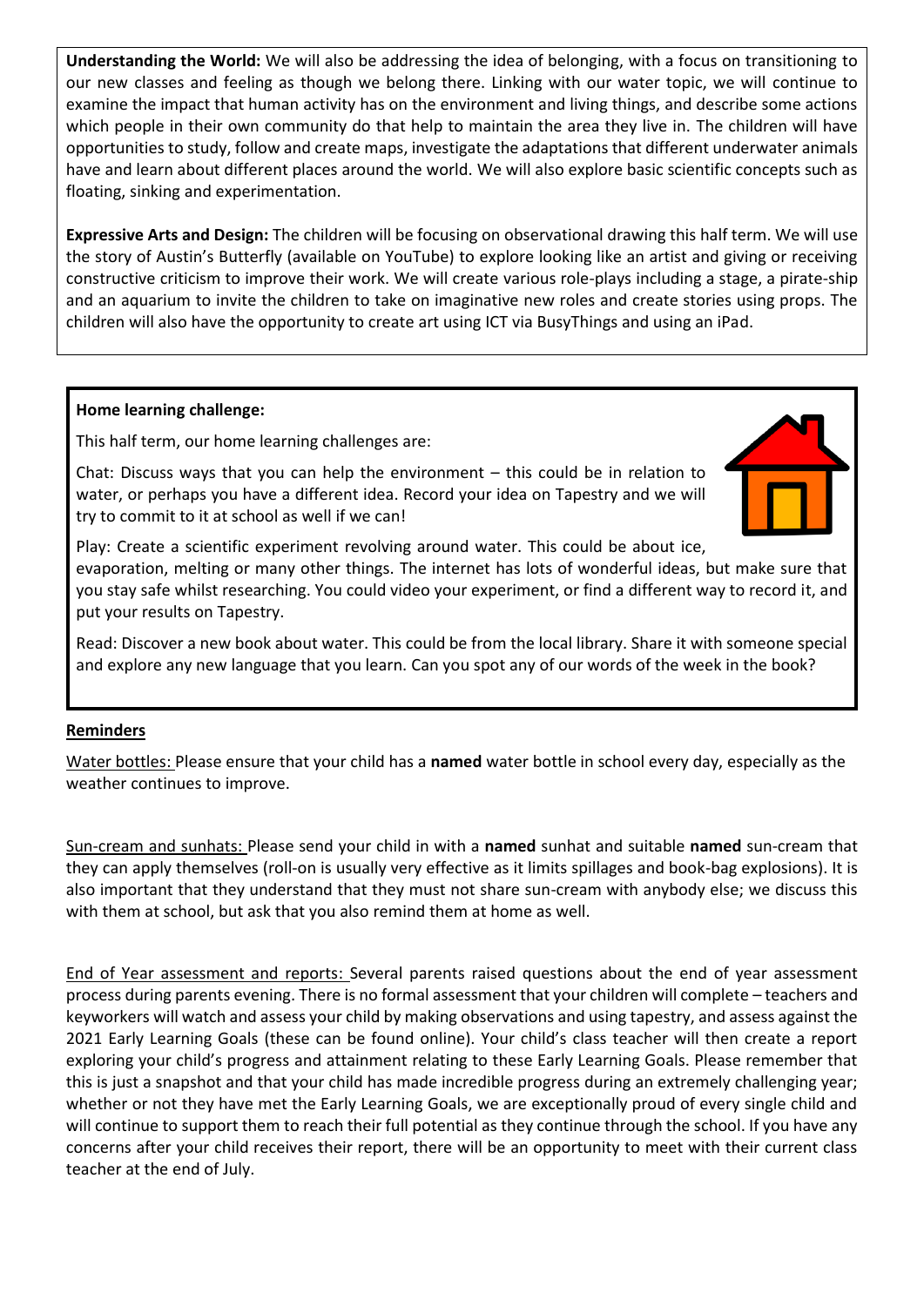**Understanding the World:** We will also be addressing the idea of belonging, with a focus on transitioning to our new classes and feeling as though we belong there. Linking with our water topic, we will continue to examine the impact that human activity has on the environment and living things, and describe some actions which people in their own community do that help to maintain the area they live in. The children will have opportunities to study, follow and create maps, investigate the adaptations that different underwater animals have and learn about different places around the world. We will also explore basic scientific concepts such as floating, sinking and experimentation.

**Expressive Arts and Design:** The children will be focusing on observational drawing this half term. We will use the story of Austin's Butterfly (available on YouTube) to explore looking like an artist and giving or receiving constructive criticism to improve their work. We will create various role-plays including a stage, a pirate-ship and an aquarium to invite the children to take on imaginative new roles and create stories using props. The children will also have the opportunity to create art using ICT via BusyThings and using an iPad.

**Home learning challenge:**

This half term, our home learning challenges are:

Chat: Discuss ways that you can help the environment – this could be in relation to water, or perhaps you have a different idea. Record your idea on Tapestry and we will try to commit to it at school as well if we can!

Play: Create a scientific experiment revolving around water. This could be about ice, evaporation, melting or many other things. The internet has lots of wonderful ideas, but make sure that you stay safe whilst researching. You could video your experiment, or find a different way to record it, and put your results on Tapestry.

Read: Discover a new book about water. This could be from the local library. Share it with someone special and explore any new language that you learn. Can you spot any of our words of the week in the book?

**Reminders**

Water bottles: Please ensure that your child has a **named** water bottle in school every day, especially as the weather continues to improve.

Sun-cream and sunhats: Please send your child in with a **named** sunhat and suitable **named** sun-cream that they can apply themselves (roll-on is usually very effective as it limits spillages and book-bag explosions). It is also important that they understand that they must not share sun-cream with anybody else; we discuss this with them at school, but ask that you also remind them at home as well.

End of Year assessment and reports: Several parents raised questions about the end of year assessment process during parents evening. There is no formal assessment that your children will complete – teachers and keyworkers will watch and assess your child by making observations and using tapestry, and assess against the 2021 Early Learning Goals (these can be found online). Your child's class teacher will then create a report exploring your child's progress and attainment relating to these Early Learning Goals. Please remember that this is just a snapshot and that your child has made incredible progress during an extremely challenging year; whether or not they have met the Early Learning Goals, we are exceptionally proud of every single child and will continue to support them to reach their full potential as they continue through the school. If you have any concerns after your child receives their report, there will be an opportunity to meet with their current class teacher at the end of July.